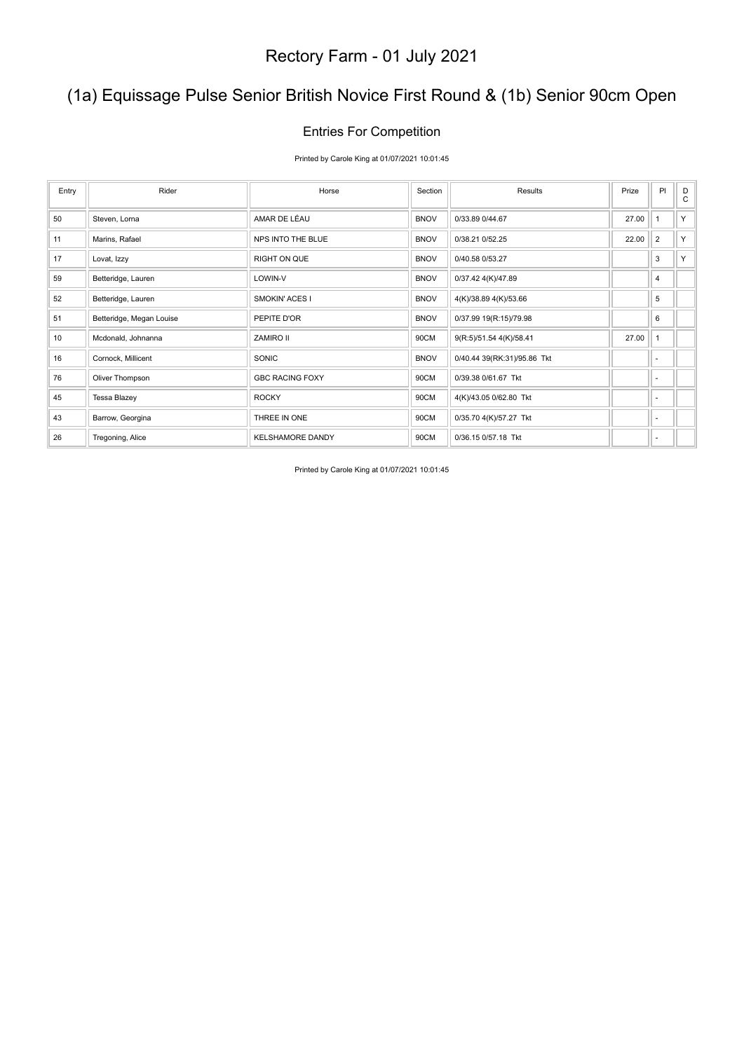# Rectory Farm - 01 July 2021

## (1a) Equissage Pulse Senior British Novice First Round & (1b) Senior 90cm Open

### Entries For Competition

Printed by Carole King at 01/07/2021 10:01:45

| Entry | Rider | Horse | Section | Results | Prize | Pl | DC |
|---|---|---|---|---|---|---|---|
| 50 | Steven, Lorna | AMAR DE LÉAU | BNOV | 0/33.89 0/44.67 | 27.00 | 1 | Y |
| 11 | Marins, Rafael | NPS INTO THE BLUE | BNOV | 0/38.21 0/52.25 | 22.00 | 2 | Y |
| 17 | Lovat, Izzy | RIGHT ON QUE | BNOV | 0/40.58 0/53.27 | | 3 | Y |
| 59 | Betteridge, Lauren | LOWIN-V | BNOV | 0/37.42 4(K)/47.89 | | 4 | |
| 52 | Betteridge, Lauren | SMOKIN' ACES I | BNOV | 4(K)/38.89 4(K)/53.66 | | 5 | |
| 51 | Betteridge, Megan Louise | PEPITE D'OR | BNOV | 0/37.99 19(R:15)/79.98 | | 6 | |
| 10 | Mcdonald, Johnanna | ZAMIRO II | 90CM | 9(R:5)/51.54 4(K)/58.41 | 27.00 | 1 | |
| 16 | Cornock, Millicent | SONIC | BNOV | 0/40.44 39(RK:31)/95.86 Tkt | | - | |
| 76 | Oliver Thompson | GBC RACING FOXY | 90CM | 0/39.38 0/61.67 Tkt | | - | |
| 45 | Tessa Blazey | ROCKY | 90CM | 4(K)/43.05 0/62.80 Tkt | | - | |
| 43 | Barrow, Georgina | THREE IN ONE | 90CM | 0/35.70 4(K)/57.27 Tkt | | - | |
| 26 | Tregoning, Alice | KELSHAMORE DANDY | 90CM | 0/36.15 0/57.18 Tkt | | - | |

Printed by Carole King at 01/07/2021 10:01:45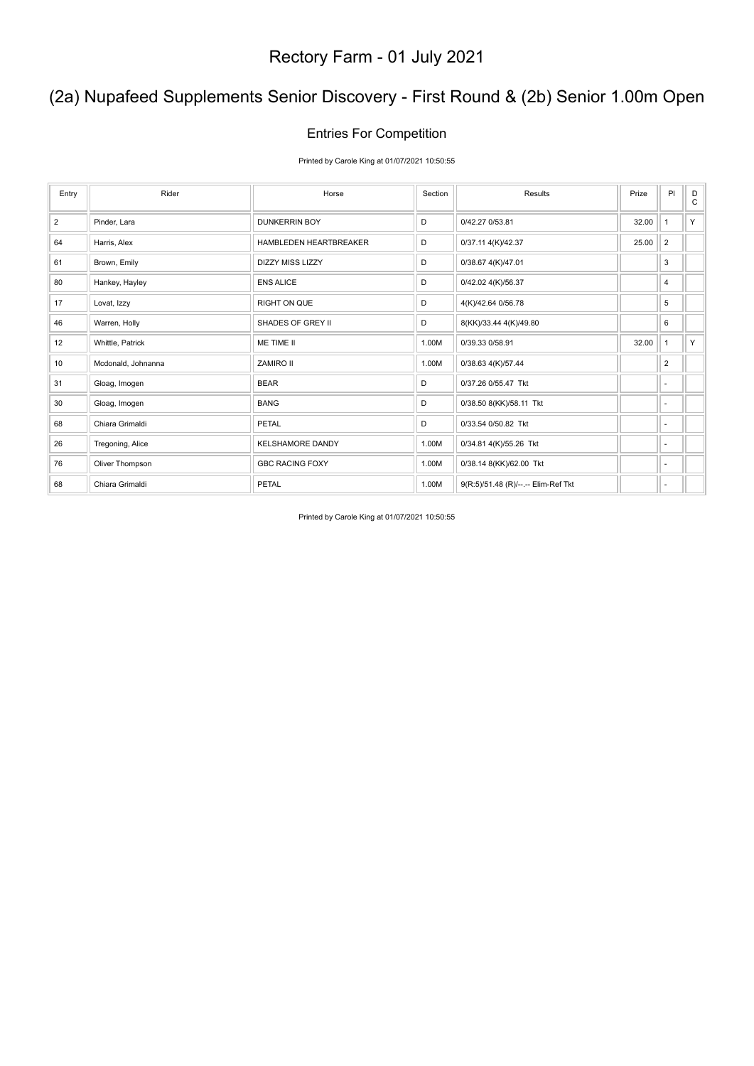# Rectory Farm - 01 July 2021

## (2a) Nupafeed Supplements Senior Discovery - First Round & (2b) Senior 1.00m Open

### Entries For Competition

Printed by Carole King at 01/07/2021 10:50:55

| Entry | Rider | Horse | Section | Results | Prize | Pl | DC |
|---|---|---|---|---|---|---|---|
| 2 | Pinder, Lara | DUNKERRIN BOY | D | 0/42.27 0/53.81 | 32.00 | 1 | Y |
| 64 | Harris, Alex | HAMBLEDEN HEARTBREAKER | D | 0/37.11 4(K)/42.37 | 25.00 | 2 | |
| 61 | Brown, Emily | DIZZY MISS LIZZY | D | 0/38.67 4(K)/47.01 | | 3 | |
| 80 | Hankey, Hayley | ENS ALICE | D | 0/42.02 4(K)/56.37 | | 4 | |
| 17 | Lovat, Izzy | RIGHT ON QUE | D | 4(K)/42.64 0/56.78 | | 5 | |
| 46 | Warren, Holly | SHADES OF GREY II | D | 8(KK)/33.44 4(K)/49.80 | | 6 | |
| 12 | Whittle, Patrick | ME TIME II | 1.00M | 0/39.33 0/58.91 | 32.00 | 1 | Y |
| 10 | Mcdonald, Johnanna | ZAMIRO II | 1.00M | 0/38.63 4(K)/57.44 | | 2 | |
| 31 | Gloag, Imogen | BEAR | D | 0/37.26 0/55.47 Tkt | | - | |
| 30 | Gloag, Imogen | BANG | D | 0/38.50 8(KK)/58.11 Tkt | | - | |
| 68 | Chiara Grimaldi | PETAL | D | 0/33.54 0/50.82 Tkt | | - | |
| 26 | Tregoning, Alice | KELSHAMORE DANDY | 1.00M | 0/34.81 4(K)/55.26 Tkt | | - | |
| 76 | Oliver Thompson | GBC RACING FOXY | 1.00M | 0/38.14 8(KK)/62.00 Tkt | | - | |
| 68 | Chiara Grimaldi | PETAL | 1.00M | 9(R:5)/51.48 (R)/--.-- Elim-Ref Tkt | | - | |

Printed by Carole King at 01/07/2021 10:50:55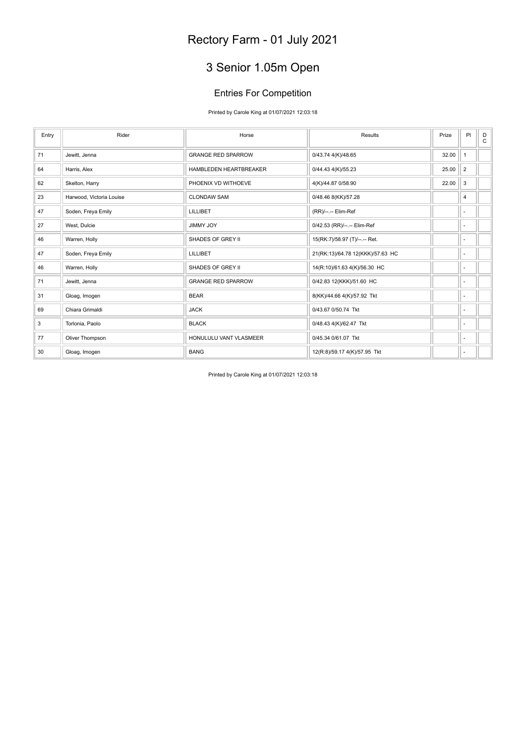# Rectory Farm - 01 July 2021

## 3 Senior 1.05m Open

### Entries For Competition

Printed by Carole King at 01/07/2021 12:03:18

| Entry | Rider | Horse | Results | Prize | Pl | DC |
|---|---|---|---|---|---|---|
| 71 | Jewitt, Jenna | GRANGE RED SPARROW | 0/43.74 4(K)/48.65 | 32.00 | 1 | |
| 64 | Harris, Alex | HAMBLEDEN HEARTBREAKER | 0/44.43 4(K)/55.23 | 25.00 | 2 | |
| 62 | Skelton, Harry | PHOENIX VD WITHOEVE | 4(K)/44.87 0/58.90 | 22.00 | 3 | |
| 23 | Harwood, Victoria Louise | CLONDAW SAM | 0/48.46 8(KK)/57.28 | | 4 | |
| 47 | Soden, Freya Emily | LILLIBET | (RR)/--.-- Elim-Ref | | - | |
| 27 | West, Dulcie | JIMMY JOY | 0/42.53 (RR)/--.-- Elim-Ref | | - | |
| 46 | Warren, Holly | SHADES OF GREY II | 15(RK:7)/58.97 (T)/--.-- Ret. | | - | |
| 47 | Soden, Freya Emily | LILLIBET | 21(RK:13)/64.78 12(KKK)/57.63 HC | | - | |
| 46 | Warren, Holly | SHADES OF GREY II | 14(R:10)/61.63 4(K)/56.30 HC | | - | |
| 71 | Jewitt, Jenna | GRANGE RED SPARROW | 0/42.83 12(KKK)/51.60 HC | | - | |
| 31 | Gloag, Imogen | BEAR | 8(KK)/44.66 4(K)/57.92 Tkt | | - | |
| 69 | Chiara Grimaldi | JACK | 0/43.67 0/50.74 Tkt | | - | |
| 3 | Torlonia, Paolo | BLACK | 0/48.43 4(K)/62.47 Tkt | | - | |
| 77 | Oliver Thompson | HONULULU VANT VLASMEER | 0/45.34 0/61.07 Tkt | | - | |
| 30 | Gloag, Imogen | BANG | 12(R:8)/59.17 4(K)/57.95 Tkt | | - | |

Printed by Carole King at 01/07/2021 12:03:18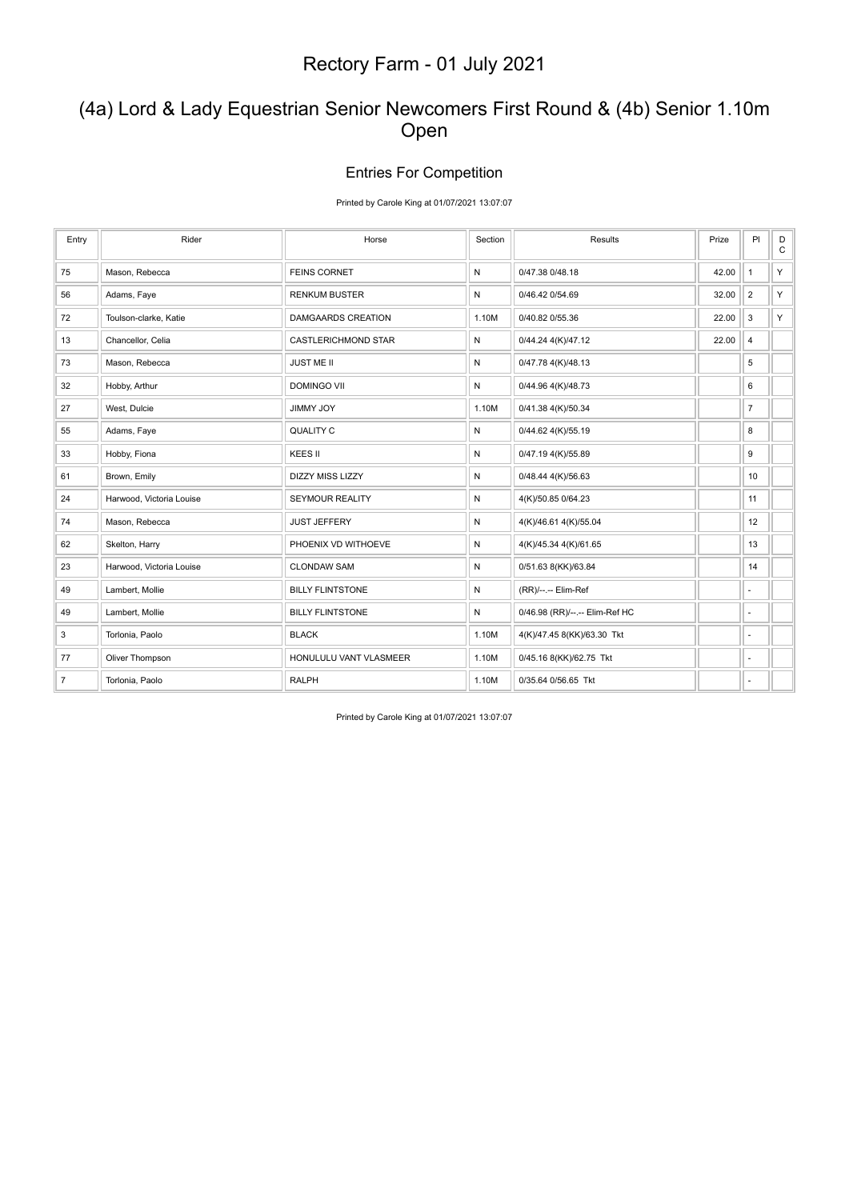# Rectory Farm - 01 July 2021

## (4a) Lord & Lady Equestrian Senior Newcomers First Round & (4b) Senior 1.10m Open

### Entries For Competition

Printed by Carole King at 01/07/2021 13:07:07

| Entry | Rider | Horse | Section | Results | Prize | Pl | DC |
|---|---|---|---|---|---|---|---|
| 75 | Mason, Rebecca | FEINS CORNET | N | 0/47.38 0/48.18 | 42.00 | 1 | Y |
| 56 | Adams, Faye | RENKUM BUSTER | N | 0/46.42 0/54.69 | 32.00 | 2 | Y |
| 72 | Toulson-clarke, Katie | DAMGAARDS CREATION | 1.10M | 0/40.82 0/55.36 | 22.00 | 3 | Y |
| 13 | Chancellor, Celia | CASTLERICHMOND STAR | N | 0/44.24 4(K)/47.12 | 22.00 | 4 | |
| 73 | Mason, Rebecca | JUST ME II | N | 0/47.78 4(K)/48.13 | | 5 | |
| 32 | Hobby, Arthur | DOMINGO VII | N | 0/44.96 4(K)/48.73 | | 6 | |
| 27 | West, Dulcie | JIMMY JOY | 1.10M | 0/41.38 4(K)/50.34 | | 7 | |
| 55 | Adams, Faye | QUALITY C | N | 0/44.62 4(K)/55.19 | | 8 | |
| 33 | Hobby, Fiona | KEES II | N | 0/47.19 4(K)/55.89 | | 9 | |
| 61 | Brown, Emily | DIZZY MISS LIZZY | N | 0/48.44 4(K)/56.63 | | 10 | |
| 24 | Harwood, Victoria Louise | SEYMOUR REALITY | N | 4(K)/50.85 0/64.23 | | 11 | |
| 74 | Mason, Rebecca | JUST JEFFERY | N | 4(K)/46.61 4(K)/55.04 | | 12 | |
| 62 | Skelton, Harry | PHOENIX VD WITHOEVE | N | 4(K)/45.34 4(K)/61.65 | | 13 | |
| 23 | Harwood, Victoria Louise | CLONDAW SAM | N | 0/51.63 8(KK)/63.84 | | 14 | |
| 49 | Lambert, Mollie | BILLY FLINTSTONE | N | (RR)/--.-- Elim-Ref | | - | |
| 49 | Lambert, Mollie | BILLY FLINTSTONE | N | 0/46.98 (RR)/--.-- Elim-Ref HC | | - | |
| 3 | Torlonia, Paolo | BLACK | 1.10M | 4(K)/47.45 8(KK)/63.30 Tkt | | - | |
| 77 | Oliver Thompson | HONULULU VANT VLASMEER | 1.10M | 0/45.16 8(KK)/62.75 Tkt | | - | |
| 7 | Torlonia, Paolo | RALPH | 1.10M | 0/35.64 0/56.65 Tkt | | - | |

Printed by Carole King at 01/07/2021 13:07:07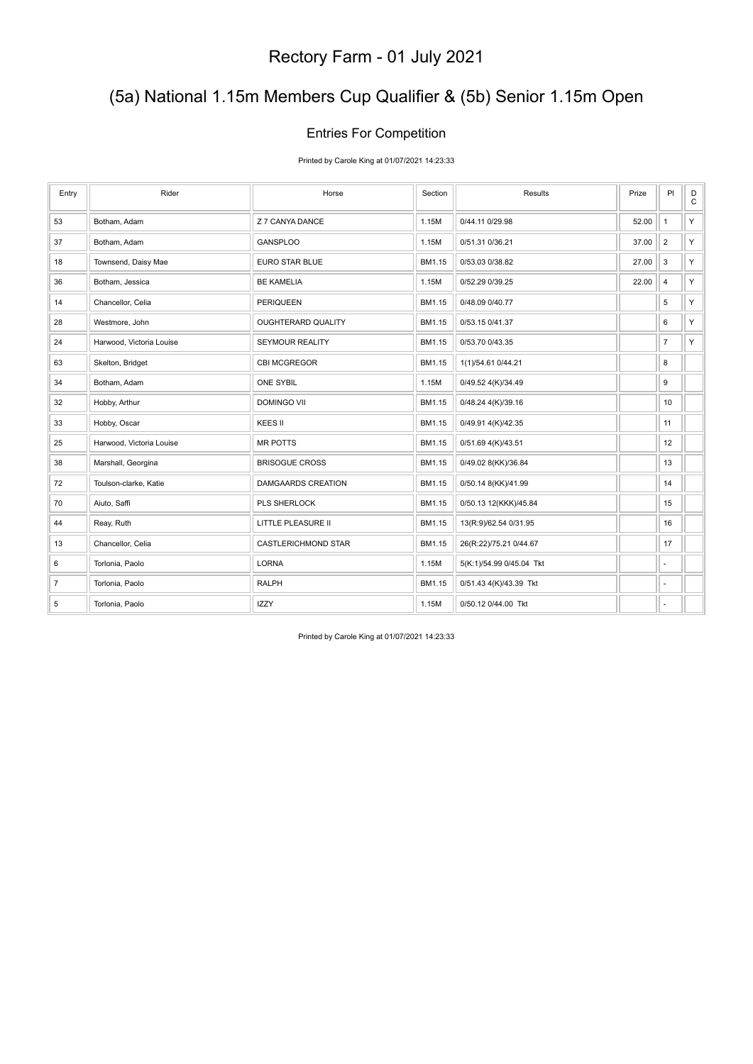# Rectory Farm - 01 July 2021

## (5a) National 1.15m Members Cup Qualifier & (5b) Senior 1.15m Open

### Entries For Competition

Printed by Carole King at 01/07/2021 14:23:33

| Entry | Rider | Horse | Section | Results | Prize | Pl | DC |
|---|---|---|---|---|---|---|---|
| 53 | Botham, Adam | Z 7 CANYA DANCE | 1.15M | 0/44.11 0/29.98 | 52.00 | 1 | Y |
| 37 | Botham, Adam | GANSPLOO | 1.15M | 0/51.31 0/36.21 | 37.00 | 2 | Y |
| 18 | Townsend, Daisy Mae | EURO STAR BLUE | BM1.15 | 0/53.03 0/38.82 | 27.00 | 3 | Y |
| 36 | Botham, Jessica | BE KAMELIA | 1.15M | 0/52.29 0/39.25 | 22.00 | 4 | Y |
| 14 | Chancellor, Celia | PERIQUEEN | BM1.15 | 0/48.09 0/40.77 | | 5 | Y |
| 28 | Westmore, John | OUGHTERARD QUALITY | BM1.15 | 0/53.15 0/41.37 | | 6 | Y |
| 24 | Harwood, Victoria Louise | SEYMOUR REALITY | BM1.15 | 0/53.70 0/43.35 | | 7 | Y |
| 63 | Skelton, Bridget | CBI MCGREGOR | BM1.15 | 1(1)/54.61 0/44.21 | | 8 | |
| 34 | Botham, Adam | ONE SYBIL | 1.15M | 0/49.52 4(K)/34.49 | | 9 | |
| 32 | Hobby, Arthur | DOMINGO VII | BM1.15 | 0/48.24 4(K)/39.16 | | 10 | |
| 33 | Hobby, Oscar | KEES II | BM1.15 | 0/49.91 4(K)/42.35 | | 11 | |
| 25 | Harwood, Victoria Louise | MR POTTS | BM1.15 | 0/51.69 4(K)/43.51 | | 12 | |
| 38 | Marshall, Georgina | BRISOGUE CROSS | BM1.15 | 0/49.02 8(KK)/36.84 | | 13 | |
| 72 | Toulson-clarke, Katie | DAMGAARDS CREATION | BM1.15 | 0/50.14 8(KK)/41.99 | | 14 | |
| 70 | Aiuto, Saffi | PLS SHERLOCK | BM1.15 | 0/50.13 12(KKK)/45.84 | | 15 | |
| 44 | Reay, Ruth | LITTLE PLEASURE II | BM1.15 | 13(R:9)/62.54 0/31.95 | | 16 | |
| 13 | Chancellor, Celia | CASTLERICHMOND STAR | BM1.15 | 26(R:22)/75.21 0/44.67 | | 17 | |
| 6 | Torlonia, Paolo | LORNA | 1.15M | 5(K:1)/54.99 0/45.04 Tkt | | - | |
| 7 | Torlonia, Paolo | RALPH | BM1.15 | 0/51.43 4(K)/43.39 Tkt | | - | |
| 5 | Torlonia, Paolo | IZZY | 1.15M | 0/50.12 0/44.00 Tkt | | - | |

Printed by Carole King at 01/07/2021 14:23:33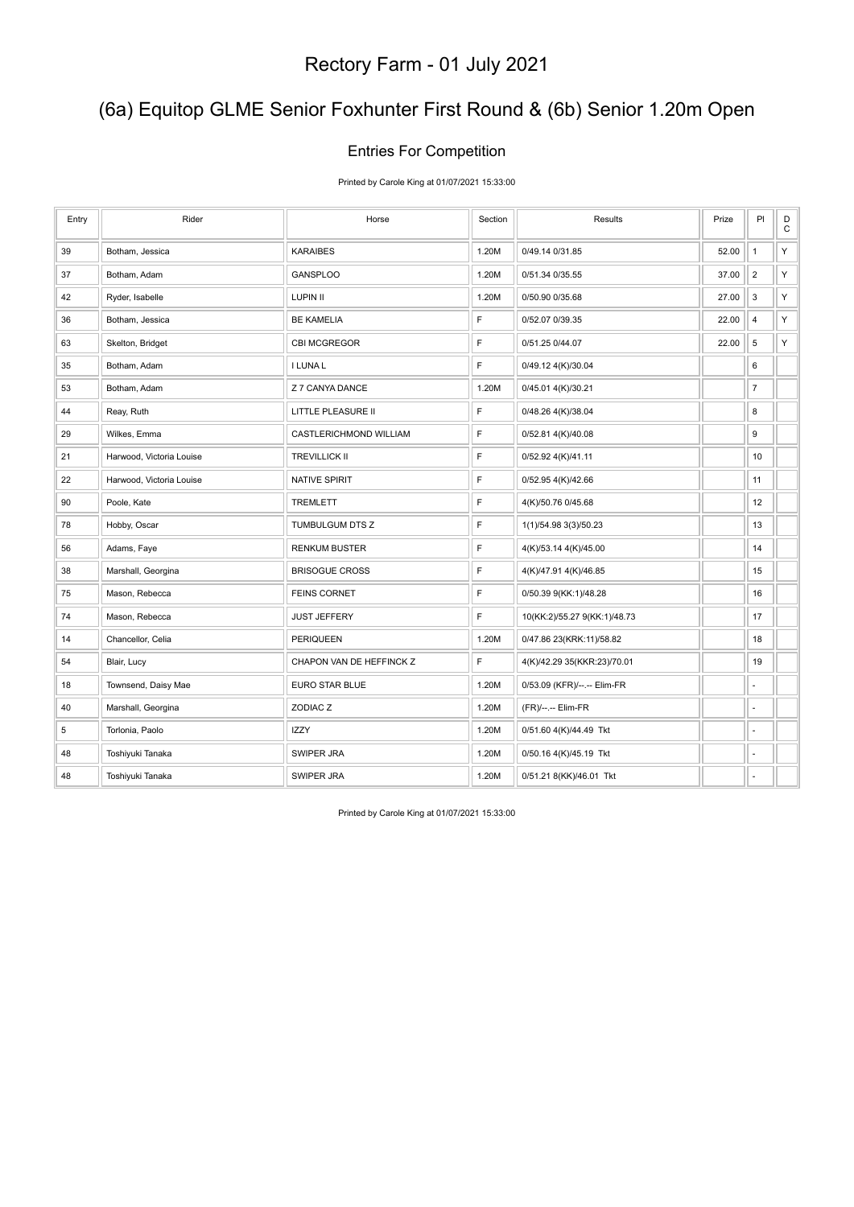# Rectory Farm - 01 July 2021

## (6a) Equitop GLME Senior Foxhunter First Round & (6b) Senior 1.20m Open

### Entries For Competition

Printed by Carole King at 01/07/2021 15:33:00

| Entry | Rider | Horse | Section | Results | Prize | Pl | DC |
|---|---|---|---|---|---|---|---|
| 39 | Botham, Jessica | KARAIBES | 1.20M | 0/49.14 0/31.85 | 52.00 | 1 | Y |
| 37 | Botham, Adam | GANSPLOO | 1.20M | 0/51.34 0/35.55 | 37.00 | 2 | Y |
| 42 | Ryder, Isabelle | LUPIN II | 1.20M | 0/50.90 0/35.68 | 27.00 | 3 | Y |
| 36 | Botham, Jessica | BE KAMELIA | F | 0/52.07 0/39.35 | 22.00 | 4 | Y |
| 63 | Skelton, Bridget | CBI MCGREGOR | F | 0/51.25 0/44.07 | 22.00 | 5 | Y |
| 35 | Botham, Adam | I LUNA L | F | 0/49.12 4(K)/30.04 | | 6 | |
| 53 | Botham, Adam | Z 7 CANYA DANCE | 1.20M | 0/45.01 4(K)/30.21 | | 7 | |
| 44 | Reay, Ruth | LITTLE PLEASURE II | F | 0/48.26 4(K)/38.04 | | 8 | |
| 29 | Wilkes, Emma | CASTLERICHMOND WILLIAM | F | 0/52.81 4(K)/40.08 | | 9 | |
| 21 | Harwood, Victoria Louise | TREVILLICK II | F | 0/52.92 4(K)/41.11 | | 10 | |
| 22 | Harwood, Victoria Louise | NATIVE SPIRIT | F | 0/52.95 4(K)/42.66 | | 11 | |
| 90 | Poole, Kate | TREMLETT | F | 4(K)/50.76 0/45.68 | | 12 | |
| 78 | Hobby, Oscar | TUMBULGUM DTS Z | F | 1(1)/54.98 3(3)/50.23 | | 13 | |
| 56 | Adams, Faye | RENKUM BUSTER | F | 4(K)/53.14 4(K)/45.00 | | 14 | |
| 38 | Marshall, Georgina | BRISOGUE CROSS | F | 4(K)/47.91 4(K)/46.85 | | 15 | |
| 75 | Mason, Rebecca | FEINS CORNET | F | 0/50.39 9(KK:1)/48.28 | | 16 | |
| 74 | Mason, Rebecca | JUST JEFFERY | F | 10(KK:2)/55.27 9(KK:1)/48.73 | | 17 | |
| 14 | Chancellor, Celia | PERIQUEEN | 1.20M | 0/47.86 23(KRK:11)/58.82 | | 18 | |
| 54 | Blair, Lucy | CHAPON VAN DE HEFFINCK Z | F | 4(K)/42.29 35(KKR:23)/70.01 | | 19 | |
| 18 | Townsend, Daisy Mae | EURO STAR BLUE | 1.20M | 0/53.09 (KFR)/--.-- Elim-FR | | - | |
| 40 | Marshall, Georgina | ZODIAC Z | 1.20M | (FR)/--.-- Elim-FR | | - | |
| 5 | Torlonia, Paolo | IZZY | 1.20M | 0/51.60 4(K)/44.49 Tkt | | - | |
| 48 | Toshiyuki Tanaka | SWIPER JRA | 1.20M | 0/50.16 4(K)/45.19 Tkt | | - | |
| 48 | Toshiyuki Tanaka | SWIPER JRA | 1.20M | 0/51.21 8(KK)/46.01 Tkt | | - | |

Printed by Carole King at 01/07/2021 15:33:00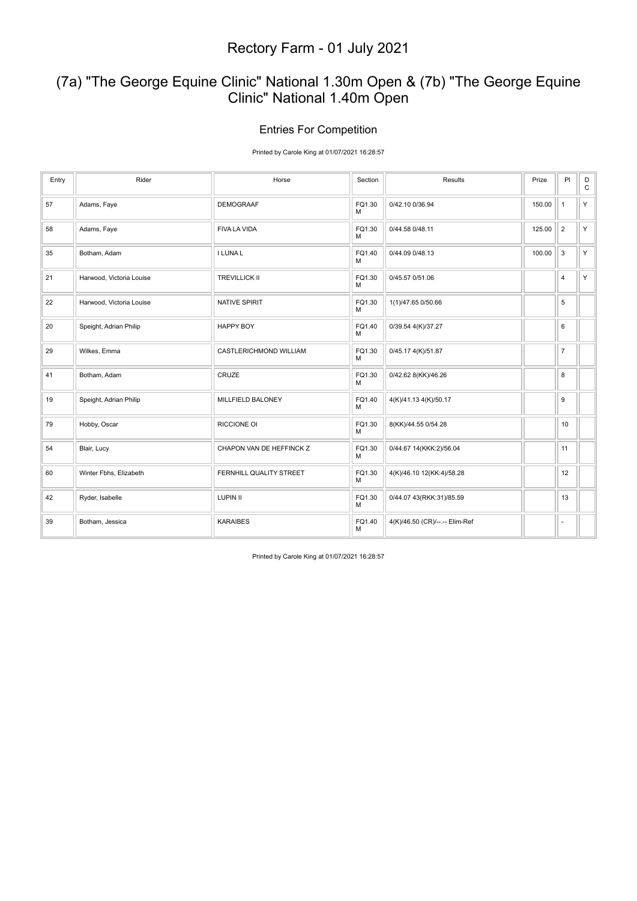# Rectory Farm - 01 July 2021

## (7a) "The George Equine Clinic" National 1.30m Open & (7b) "The George Equine Clinic" National 1.40m Open

### Entries For Competition

Printed by Carole King at 01/07/2021 16:28:57

| Entry | Rider | Horse | Section | Results | Prize | Pl | D C |
|---|---|---|---|---|---|---|---|
| 57 | Adams, Faye | DEMOGRAAF | FQ1.30 M | 0/42.10 0/36.94 | 150.00 | 1 | Y |
| 58 | Adams, Faye | FIVA LA VIDA | FQ1.30 M | 0/44.58 0/48.11 | 125.00 | 2 | Y |
| 35 | Botham, Adam | I LUNA L | FQ1.40 M | 0/44.09 0/48.13 | 100.00 | 3 | Y |
| 21 | Harwood, Victoria Louise | TREVILLICK II | FQ1.30 M | 0/45.57 0/51.06 | | 4 | Y |
| 22 | Harwood, Victoria Louise | NATIVE SPIRIT | FQ1.30 M | 1(1)/47.65 0/50.66 | | 5 | |
| 20 | Speight, Adrian Philip | HAPPY BOY | FQ1.40 M | 0/39.54 4(K)/37.27 | | 6 | |
| 29 | Wilkes, Emma | CASTLERICHMOND WILLIAM | FQ1.30 M | 0/45.17 4(K)/51.87 | | 7 | |
| 41 | Botham, Adam | CRUZE | FQ1.30 M | 0/42.62 8(KK)/46.26 | | 8 | |
| 19 | Speight, Adrian Philip | MILLFIELD BALONEY | FQ1.40 M | 4(K)/41.13 4(K)/50.17 | | 9 | |
| 79 | Hobby, Oscar | RICCIONE OI | FQ1.30 M | 8(KK)/44.55 0/54.28 | | 10 | |
| 54 | Blair, Lucy | CHAPON VAN DE HEFFINCK Z | FQ1.30 M | 0/44.67 14(KKK:2)/56.04 | | 11 | |
| 60 | Winter Fbhs, Elizabeth | FERNHILL QUALITY STREET | FQ1.30 M | 4(K)/46.10 12(KK:4)/58.28 | | 12 | |
| 42 | Ryder, Isabelle | LUPIN II | FQ1.30 M | 0/44.07 43(RKK:31)/85.59 | | 13 | |
| 39 | Botham, Jessica | KARAIBES | FQ1.40 M | 4(K)/46.50 (CR)/--.-- Elim-Ref | | - | |

Printed by Carole King at 01/07/2021 16:28:57